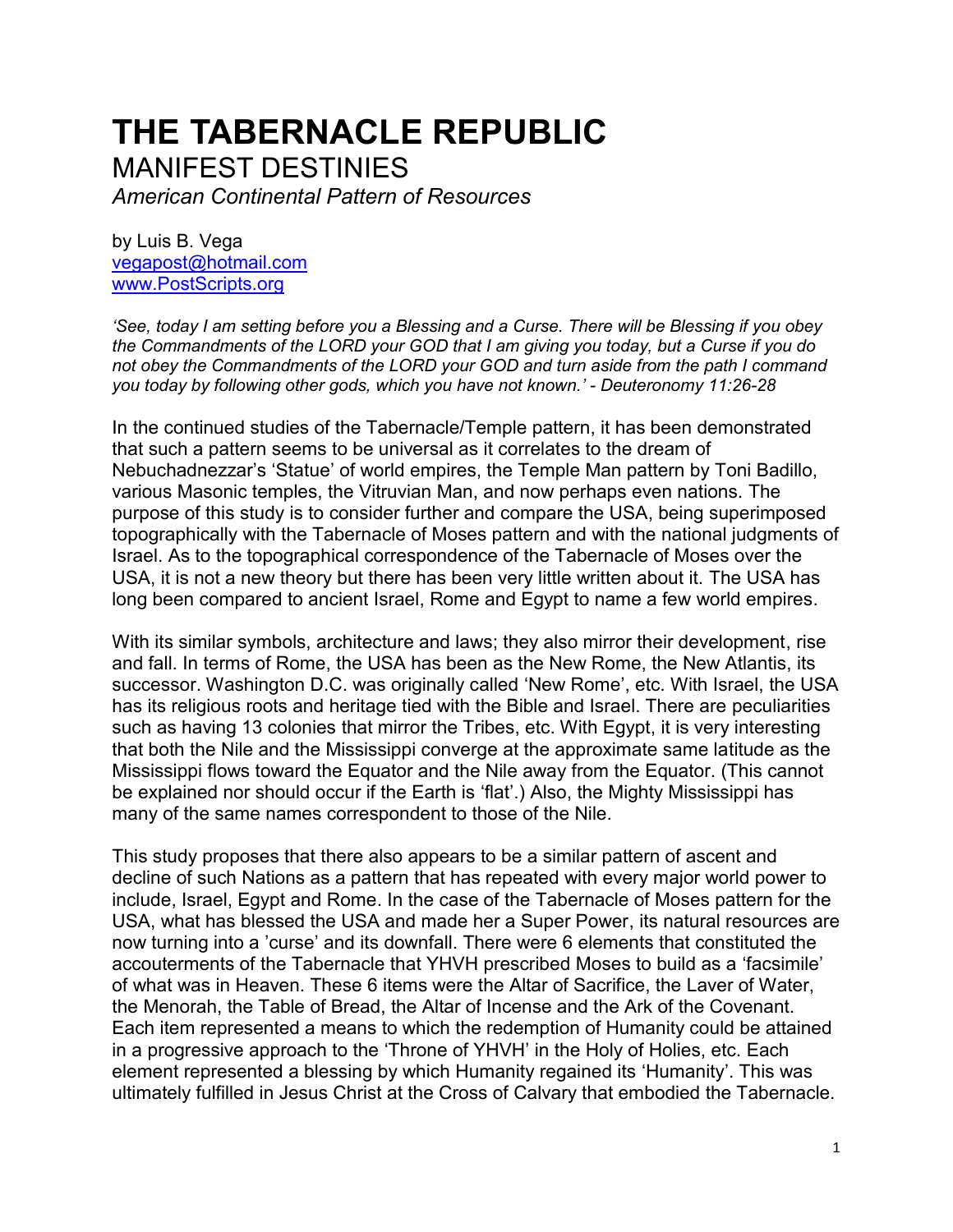# THE TABERNACLE REPUBLIC

## MANIFEST DESTINIES

*American Continental Pattern of Resources*

by Luis B. Vega
vegapost@hotmail.com
www.PostScripts.org

*'See, today I am setting before you a Blessing and a Curse. There will be Blessing if you obey the Commandments of the LORD your GOD that I am giving you today, but a Curse if you do not obey the Commandments of the LORD your GOD and turn aside from the path I command you today by following other gods, which you have not known.' - Deuteronomy 11:26-28*

In the continued studies of the Tabernacle/Temple pattern, it has been demonstrated that such a pattern seems to be universal as it correlates to the dream of Nebuchadnezzar's 'Statue' of world empires, the Temple Man pattern by Toni Badillo, various Masonic temples, the Vitruvian Man, and now perhaps even nations. The purpose of this study is to consider further and compare the USA, being superimposed topographically with the Tabernacle of Moses pattern and with the national judgments of Israel. As to the topographical correspondence of the Tabernacle of Moses over the USA, it is not a new theory but there has been very little written about it. The USA has long been compared to ancient Israel, Rome and Egypt to name a few world empires.

With its similar symbols, architecture and laws; they also mirror their development, rise and fall. In terms of Rome, the USA has been as the New Rome, the New Atlantis, its successor. Washington D.C. was originally called 'New Rome', etc. With Israel, the USA has its religious roots and heritage tied with the Bible and Israel. There are peculiarities such as having 13 colonies that mirror the Tribes, etc. With Egypt, it is very interesting that both the Nile and the Mississippi converge at the approximate same latitude as the Mississippi flows toward the Equator and the Nile away from the Equator. (This cannot be explained nor should occur if the Earth is 'flat'.) Also, the Mighty Mississippi has many of the same names correspondent to those of the Nile.

This study proposes that there also appears to be a similar pattern of ascent and decline of such Nations as a pattern that has repeated with every major world power to include, Israel, Egypt and Rome. In the case of the Tabernacle of Moses pattern for the USA, what has blessed the USA and made her a Super Power, its natural resources are now turning into a 'curse' and its downfall. There were 6 elements that constituted the accouterments of the Tabernacle that YHVH prescribed Moses to build as a 'facsimile' of what was in Heaven. These 6 items were the Altar of Sacrifice, the Laver of Water, the Menorah, the Table of Bread, the Altar of Incense and the Ark of the Covenant. Each item represented a means to which the redemption of Humanity could be attained in a progressive approach to the 'Throne of YHVH' in the Holy of Holies, etc. Each element represented a blessing by which Humanity regained its 'Humanity'. This was ultimately fulfilled in Jesus Christ at the Cross of Calvary that embodied the Tabernacle.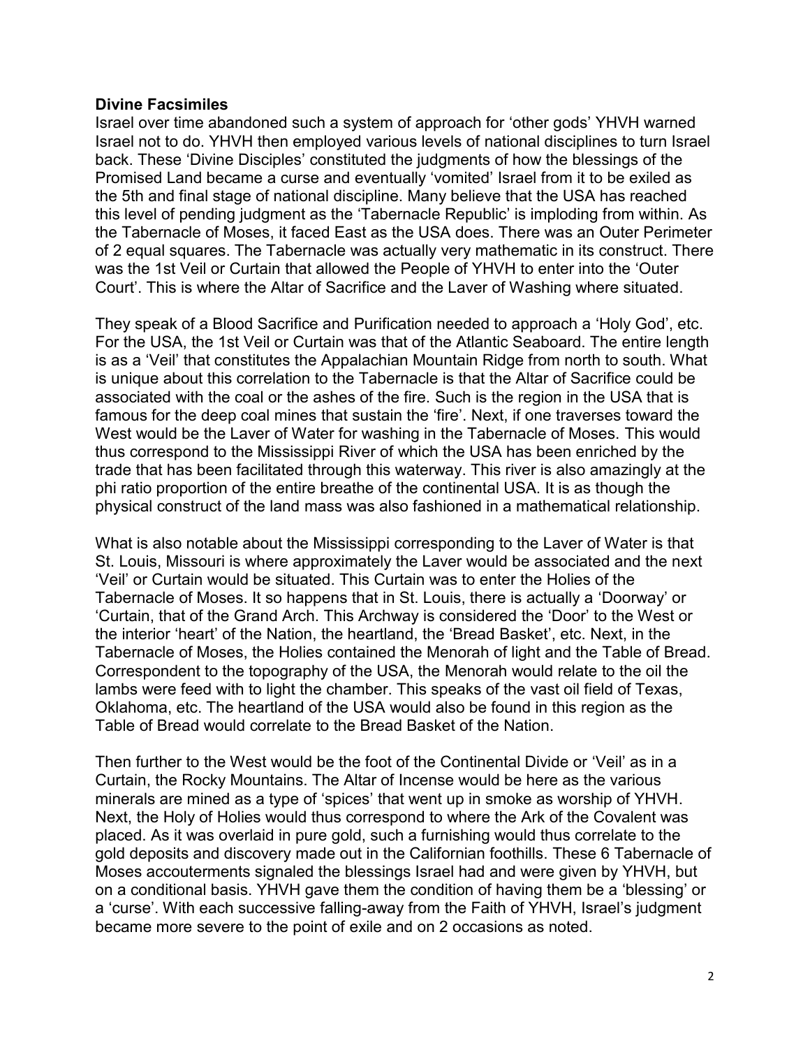**Divine Facsimiles**

Israel over time abandoned such a system of approach for 'other gods' YHVH warned Israel not to do. YHVH then employed various levels of national disciplines to turn Israel back. These 'Divine Disciples' constituted the judgments of how the blessings of the Promised Land became a curse and eventually 'vomited' Israel from it to be exiled as the 5th and final stage of national discipline. Many believe that the USA has reached this level of pending judgment as the 'Tabernacle Republic' is imploding from within. As the Tabernacle of Moses, it faced East as the USA does. There was an Outer Perimeter of 2 equal squares. The Tabernacle was actually very mathematic in its construct. There was the 1st Veil or Curtain that allowed the People of YHVH to enter into the 'Outer Court'. This is where the Altar of Sacrifice and the Laver of Washing where situated.

They speak of a Blood Sacrifice and Purification needed to approach a 'Holy God', etc. For the USA, the 1st Veil or Curtain was that of the Atlantic Seaboard. The entire length is as a 'Veil' that constitutes the Appalachian Mountain Ridge from north to south. What is unique about this correlation to the Tabernacle is that the Altar of Sacrifice could be associated with the coal or the ashes of the fire. Such is the region in the USA that is famous for the deep coal mines that sustain the 'fire'. Next, if one traverses toward the West would be the Laver of Water for washing in the Tabernacle of Moses. This would thus correspond to the Mississippi River of which the USA has been enriched by the trade that has been facilitated through this waterway. This river is also amazingly at the phi ratio proportion of the entire breathe of the continental USA. It is as though the physical construct of the land mass was also fashioned in a mathematical relationship.

What is also notable about the Mississippi corresponding to the Laver of Water is that St. Louis, Missouri is where approximately the Laver would be associated and the next 'Veil' or Curtain would be situated. This Curtain was to enter the Holies of the Tabernacle of Moses. It so happens that in St. Louis, there is actually a 'Doorway' or 'Curtain, that of the Grand Arch. This Archway is considered the 'Door' to the West or the interior 'heart' of the Nation, the heartland, the 'Bread Basket', etc. Next, in the Tabernacle of Moses, the Holies contained the Menorah of light and the Table of Bread. Correspondent to the topography of the USA, the Menorah would relate to the oil the lambs were feed with to light the chamber. This speaks of the vast oil field of Texas, Oklahoma, etc. The heartland of the USA would also be found in this region as the Table of Bread would correlate to the Bread Basket of the Nation.

Then further to the West would be the foot of the Continental Divide or 'Veil' as in a Curtain, the Rocky Mountains. The Altar of Incense would be here as the various minerals are mined as a type of 'spices' that went up in smoke as worship of YHVH. Next, the Holy of Holies would thus correspond to where the Ark of the Covalent was placed. As it was overlaid in pure gold, such a furnishing would thus correlate to the gold deposits and discovery made out in the Californian foothills. These 6 Tabernacle of Moses accouterments signaled the blessings Israel had and were given by YHVH, but on a conditional basis. YHVH gave them the condition of having them be a 'blessing' or a 'curse'. With each successive falling-away from the Faith of YHVH, Israel's judgment became more severe to the point of exile and on 2 occasions as noted.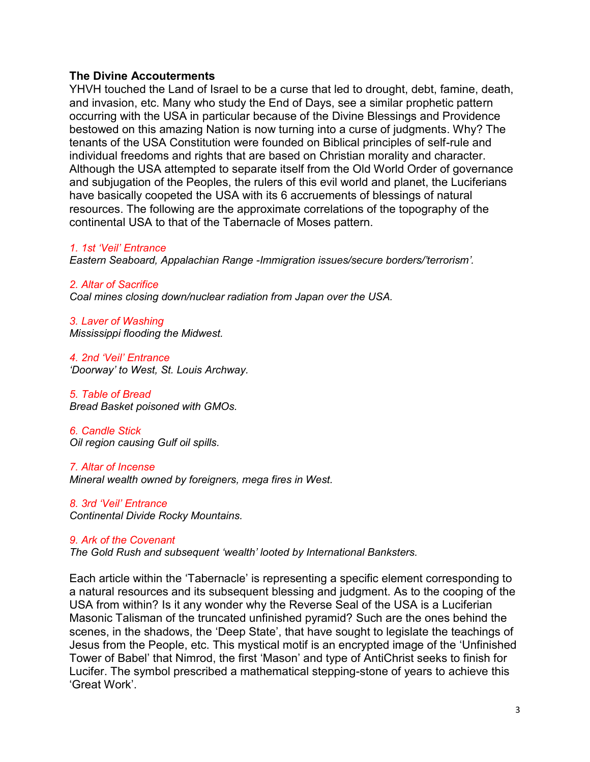**The Divine Accouterments**

YHVH touched the Land of Israel to be a curse that led to drought, debt, famine, death, and invasion, etc. Many who study the End of Days, see a similar prophetic pattern occurring with the USA in particular because of the Divine Blessings and Providence bestowed on this amazing Nation is now turning into a curse of judgments. Why? The tenants of the USA Constitution were founded on Biblical principles of self-rule and individual freedoms and rights that are based on Christian morality and character. Although the USA attempted to separate itself from the Old World Order of governance and subjugation of the Peoples, the rulers of this evil world and planet, the Luciferians have basically coopeted the USA with its 6 accruements of blessings of natural resources. The following are the approximate correlations of the topography of the continental USA to that of the Tabernacle of Moses pattern.

*1. 1st 'Veil' Entrance*
*Eastern Seaboard, Appalachian Range -Immigration issues/secure borders/'terrorism'.*

*2. Altar of Sacrifice*
*Coal mines closing down/nuclear radiation from Japan over the USA.*

*3. Laver of Washing*
*Mississippi flooding the Midwest.*

*4. 2nd 'Veil' Entrance*
*'Doorway' to West, St. Louis Archway.*

*5. Table of Bread*
*Bread Basket poisoned with GMOs.*

*6. Candle Stick*
*Oil region causing Gulf oil spills.*

*7. Altar of Incense*
*Mineral wealth owned by foreigners, mega fires in West.*

*8. 3rd 'Veil' Entrance*
*Continental Divide Rocky Mountains.*

*9. Ark of the Covenant*
*The Gold Rush and subsequent 'wealth' looted by International Banksters.*

Each article within the 'Tabernacle' is representing a specific element corresponding to a natural resources and its subsequent blessing and judgment. As to the cooping of the USA from within? Is it any wonder why the Reverse Seal of the USA is a Luciferian Masonic Talisman of the truncated unfinished pyramid? Such are the ones behind the scenes, in the shadows, the 'Deep State', that have sought to legislate the teachings of Jesus from the People, etc. This mystical motif is an encrypted image of the 'Unfinished Tower of Babel' that Nimrod, the first 'Mason' and type of AntiChrist seeks to finish for Lucifer. The symbol prescribed a mathematical stepping-stone of years to achieve this 'Great Work'.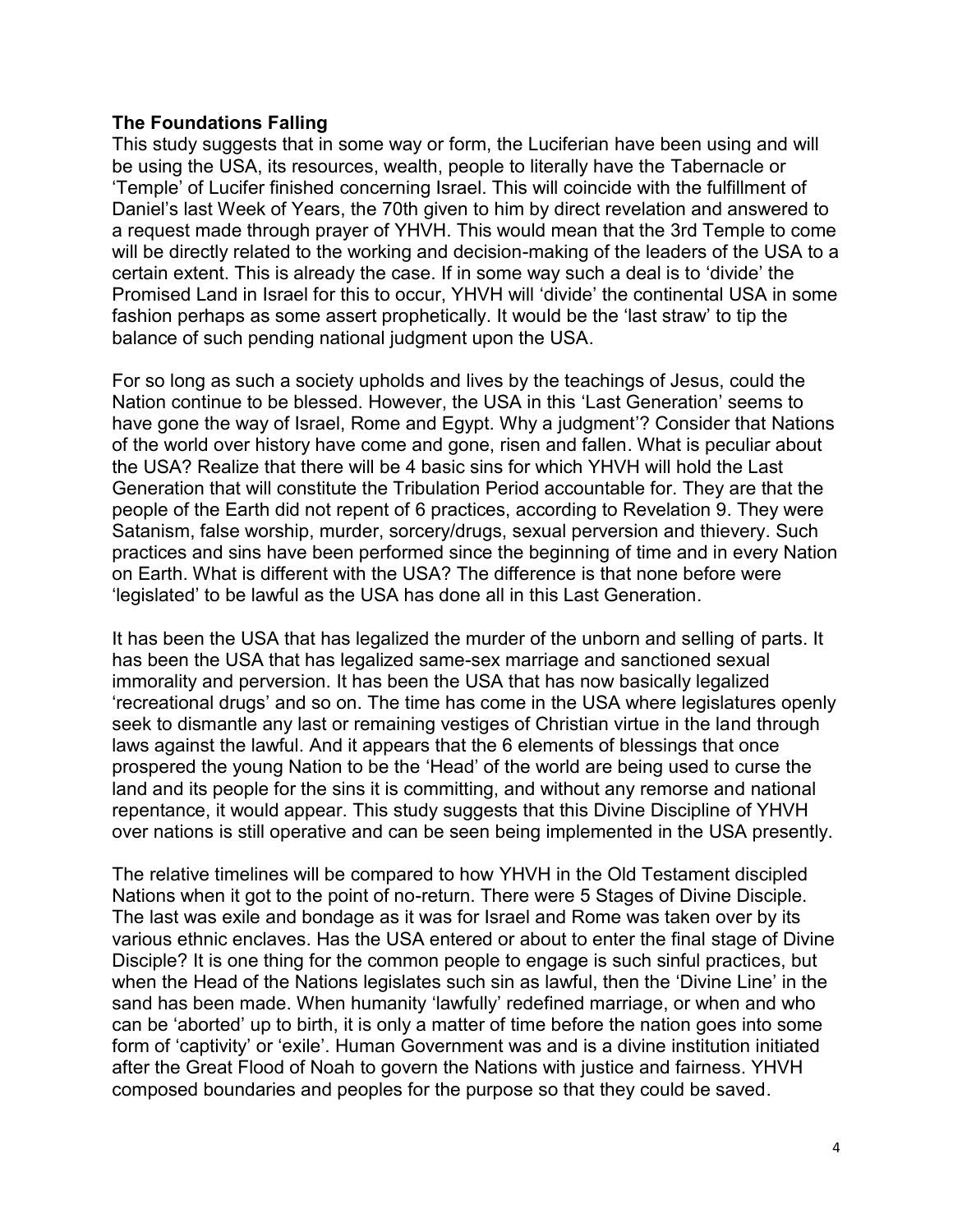**The Foundations Falling**

This study suggests that in some way or form, the Luciferian have been using and will be using the USA, its resources, wealth, people to literally have the Tabernacle or 'Temple' of Lucifer finished concerning Israel. This will coincide with the fulfillment of Daniel's last Week of Years, the 70th given to him by direct revelation and answered to a request made through prayer of YHVH. This would mean that the 3rd Temple to come will be directly related to the working and decision-making of the leaders of the USA to a certain extent. This is already the case. If in some way such a deal is to 'divide' the Promised Land in Israel for this to occur, YHVH will 'divide' the continental USA in some fashion perhaps as some assert prophetically. It would be the 'last straw' to tip the balance of such pending national judgment upon the USA.

For so long as such a society upholds and lives by the teachings of Jesus, could the Nation continue to be blessed. However, the USA in this 'Last Generation' seems to have gone the way of Israel, Rome and Egypt. Why a judgment'? Consider that Nations of the world over history have come and gone, risen and fallen. What is peculiar about the USA? Realize that there will be 4 basic sins for which YHVH will hold the Last Generation that will constitute the Tribulation Period accountable for. They are that the people of the Earth did not repent of 6 practices, according to Revelation 9. They were Satanism, false worship, murder, sorcery/drugs, sexual perversion and thievery. Such practices and sins have been performed since the beginning of time and in every Nation on Earth. What is different with the USA? The difference is that none before were 'legislated' to be lawful as the USA has done all in this Last Generation.

It has been the USA that has legalized the murder of the unborn and selling of parts. It has been the USA that has legalized same-sex marriage and sanctioned sexual immorality and perversion. It has been the USA that has now basically legalized 'recreational drugs' and so on. The time has come in the USA where legislatures openly seek to dismantle any last or remaining vestiges of Christian virtue in the land through laws against the lawful. And it appears that the 6 elements of blessings that once prospered the young Nation to be the 'Head' of the world are being used to curse the land and its people for the sins it is committing, and without any remorse and national repentance, it would appear. This study suggests that this Divine Discipline of YHVH over nations is still operative and can be seen being implemented in the USA presently.

The relative timelines will be compared to how YHVH in the Old Testament discipled Nations when it got to the point of no-return. There were 5 Stages of Divine Disciple. The last was exile and bondage as it was for Israel and Rome was taken over by its various ethnic enclaves. Has the USA entered or about to enter the final stage of Divine Disciple? It is one thing for the common people to engage is such sinful practices, but when the Head of the Nations legislates such sin as lawful, then the 'Divine Line' in the sand has been made. When humanity 'lawfully' redefined marriage, or when and who can be 'aborted' up to birth, it is only a matter of time before the nation goes into some form of 'captivity' or 'exile'. Human Government was and is a divine institution initiated after the Great Flood of Noah to govern the Nations with justice and fairness. YHVH composed boundaries and peoples for the purpose so that they could be saved.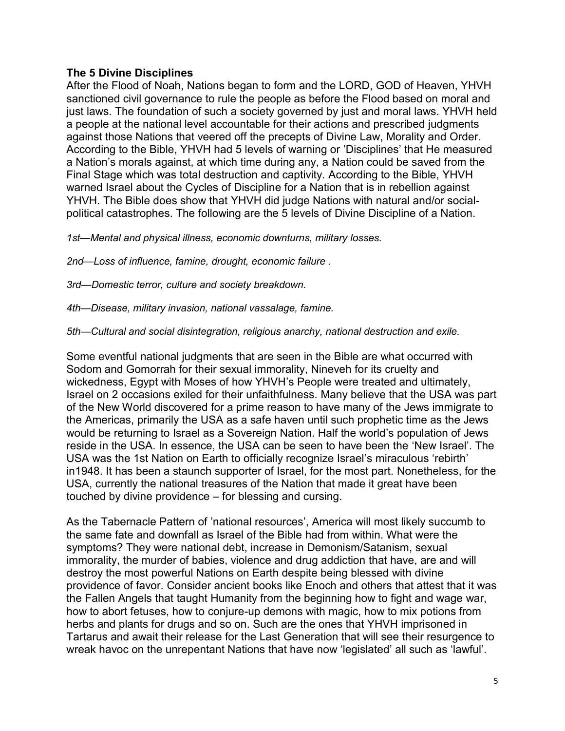**The 5 Divine Disciplines**

After the Flood of Noah, Nations began to form and the LORD, GOD of Heaven, YHVH sanctioned civil governance to rule the people as before the Flood based on moral and just laws. The foundation of such a society governed by just and moral laws. YHVH held a people at the national level accountable for their actions and prescribed judgments against those Nations that veered off the precepts of Divine Law, Morality and Order. According to the Bible, YHVH had 5 levels of warning or 'Disciplines' that He measured a Nation's morals against, at which time during any, a Nation could be saved from the Final Stage which was total destruction and captivity. According to the Bible, YHVH warned Israel about the Cycles of Discipline for a Nation that is in rebellion against YHVH. The Bible does show that YHVH did judge Nations with natural and/or social-political catastrophes. The following are the 5 levels of Divine Discipline of a Nation.

*1st—Mental and physical illness, economic downturns, military losses.*

*2nd—Loss of influence, famine, drought, economic failure .*

*3rd—Domestic terror, culture and society breakdown.*

*4th—Disease, military invasion, national vassalage, famine.*

*5th—Cultural and social disintegration, religious anarchy, national destruction and exile.*

Some eventful national judgments that are seen in the Bible are what occurred with Sodom and Gomorrah for their sexual immorality, Nineveh for its cruelty and wickedness, Egypt with Moses of how YHVH's People were treated and ultimately, Israel on 2 occasions exiled for their unfaithfulness. Many believe that the USA was part of the New World discovered for a prime reason to have many of the Jews immigrate to the Americas, primarily the USA as a safe haven until such prophetic time as the Jews would be returning to Israel as a Sovereign Nation. Half the world's population of Jews reside in the USA. In essence, the USA can be seen to have been the 'New Israel'. The USA was the 1st Nation on Earth to officially recognize Israel's miraculous 'rebirth' in1948. It has been a staunch supporter of Israel, for the most part. Nonetheless, for the USA, currently the national treasures of the Nation that made it great have been touched by divine providence – for blessing and cursing.

As the Tabernacle Pattern of 'national resources', America will most likely succumb to the same fate and downfall as Israel of the Bible had from within. What were the symptoms? They were national debt, increase in Demonism/Satanism, sexual immorality, the murder of babies, violence and drug addiction that have, are and will destroy the most powerful Nations on Earth despite being blessed with divine providence of favor. Consider ancient books like Enoch and others that attest that it was the Fallen Angels that taught Humanity from the beginning how to fight and wage war, how to abort fetuses, how to conjure-up demons with magic, how to mix potions from herbs and plants for drugs and so on. Such are the ones that YHVH imprisoned in Tartarus and await their release for the Last Generation that will see their resurgence to wreak havoc on the unrepentant Nations that have now 'legislated' all such as 'lawful'.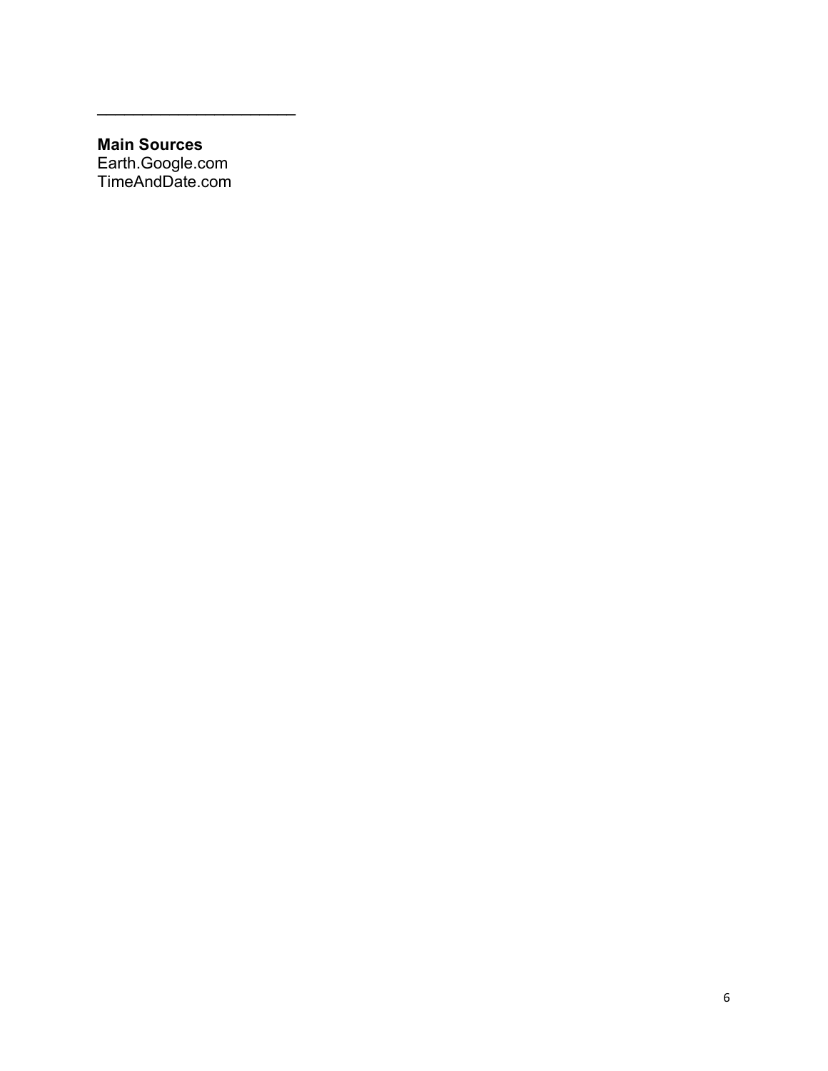________________________

**Main Sources**
Earth.Google.com
TimeAndDate.com